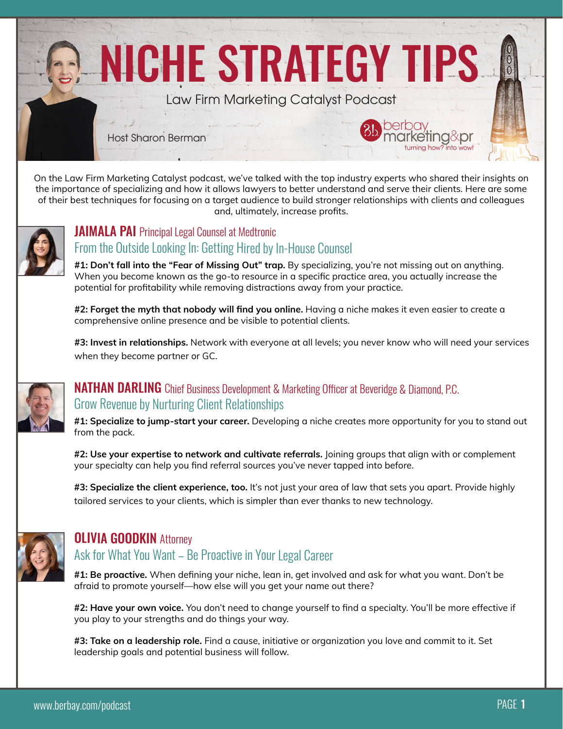# NICHE STRATEGY TIPS

Law Firm Marketing Catalyst Podcast

Host Sharon Berman

berbay marketing&pr
turning how? into wow!

On the Law Firm Marketing Catalyst podcast, we've talked with the top industry experts who shared their insights on the importance of specializing and how it allows lawyers to better understand and serve their clients. Here are some of their best techniques for focusing on a target audience to build stronger relationships with clients and colleagues and, ultimately, increase profits.

## JAIMALA PAI Principal Legal Counsel at Medtronic

### From the Outside Looking In: Getting Hired by In-House Counsel

**#1: Don't fall into the "Fear of Missing Out" trap.** By specializing, you're not missing out on anything. When you become known as the go-to resource in a specific practice area, you actually increase the potential for profitability while removing distractions away from your practice.

**#2: Forget the myth that nobody will find you online.** Having a niche makes it even easier to create a comprehensive online presence and be visible to potential clients.

**#3: Invest in relationships.** Network with everyone at all levels; you never know who will need your services when they become partner or GC.

## NATHAN DARLING Chief Business Development & Marketing Officer at Beveridge & Diamond, P.C.

### Grow Revenue by Nurturing Client Relationships

**#1: Specialize to jump-start your career.** Developing a niche creates more opportunity for you to stand out from the pack.

**#2: Use your expertise to network and cultivate referrals.** Joining groups that align with or complement your specialty can help you find referral sources you've never tapped into before.

**#3: Specialize the client experience, too.** It's not just your area of law that sets you apart. Provide highly tailored services to your clients, which is simpler than ever thanks to new technology.

## OLIVIA GOODKIN Attorney

### Ask for What You Want – Be Proactive in Your Legal Career

**#1: Be proactive.** When defining your niche, lean in, get involved and ask for what you want. Don't be afraid to promote yourself—how else will you get your name out there?

**#2: Have your own voice.** You don't need to change yourself to find a specialty. You'll be more effective if you play to your strengths and do things your way.

**#3: Take on a leadership role.** Find a cause, initiative or organization you love and commit to it. Set leadership goals and potential business will follow.

www.berbay.com/podcast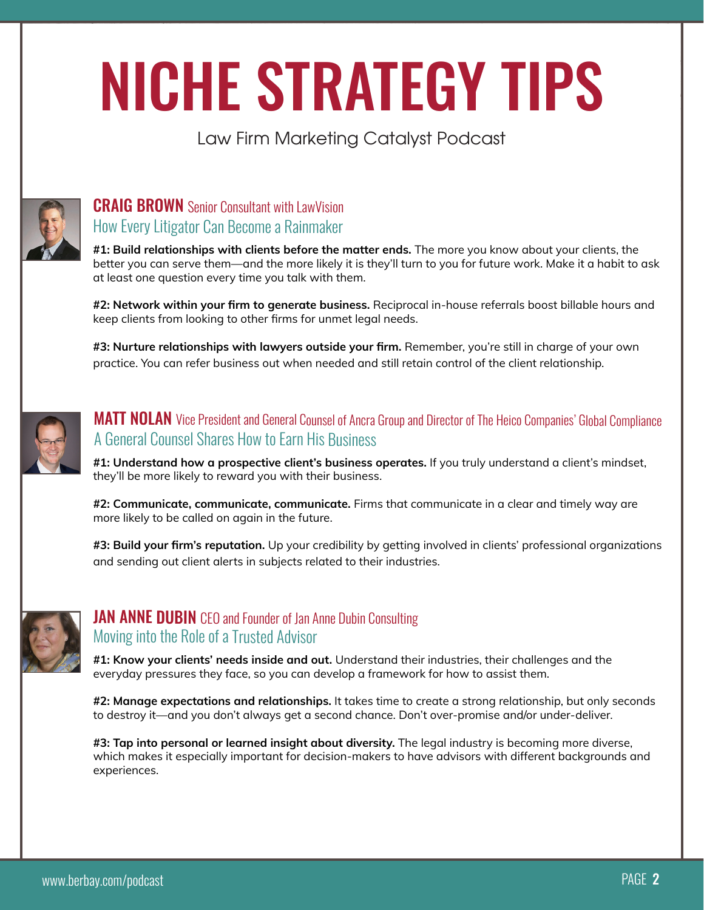# NICHE STRATEGY TIPS

Law Firm Marketing Catalyst Podcast

## CRAIG BROWN Senior Consultant with LawVision

### How Every Litigator Can Become a Rainmaker

**#1: Build relationships with clients before the matter ends.** The more you know about your clients, the better you can serve them—and the more likely it is they'll turn to you for future work. Make it a habit to ask at least one question every time you talk with them.

**#2: Network within your firm to generate business.** Reciprocal in-house referrals boost billable hours and keep clients from looking to other firms for unmet legal needs.

**#3: Nurture relationships with lawyers outside your firm.** Remember, you're still in charge of your own practice. You can refer business out when needed and still retain control of the client relationship.

## MATT NOLAN Vice President and General Counsel of Ancra Group and Director of The Heico Companies' Global Compliance

### A General Counsel Shares How to Earn His Business

**#1: Understand how a prospective client's business operates.** If you truly understand a client's mindset, they'll be more likely to reward you with their business.

**#2: Communicate, communicate, communicate.** Firms that communicate in a clear and timely way are more likely to be called on again in the future.

**#3: Build your firm's reputation.** Up your credibility by getting involved in clients' professional organizations and sending out client alerts in subjects related to their industries.

## JAN ANNE DUBIN CEO and Founder of Jan Anne Dubin Consulting

### Moving into the Role of a Trusted Advisor

**#1: Know your clients' needs inside and out.** Understand their industries, their challenges and the everyday pressures they face, so you can develop a framework for how to assist them.

**#2: Manage expectations and relationships.** It takes time to create a strong relationship, but only seconds to destroy it—and you don't always get a second chance. Don't over-promise and/or under-deliver.

**#3: Tap into personal or learned insight about diversity.** The legal industry is becoming more diverse, which makes it especially important for decision-makers to have advisors with different backgrounds and experiences.

www.berbay.com/podcast